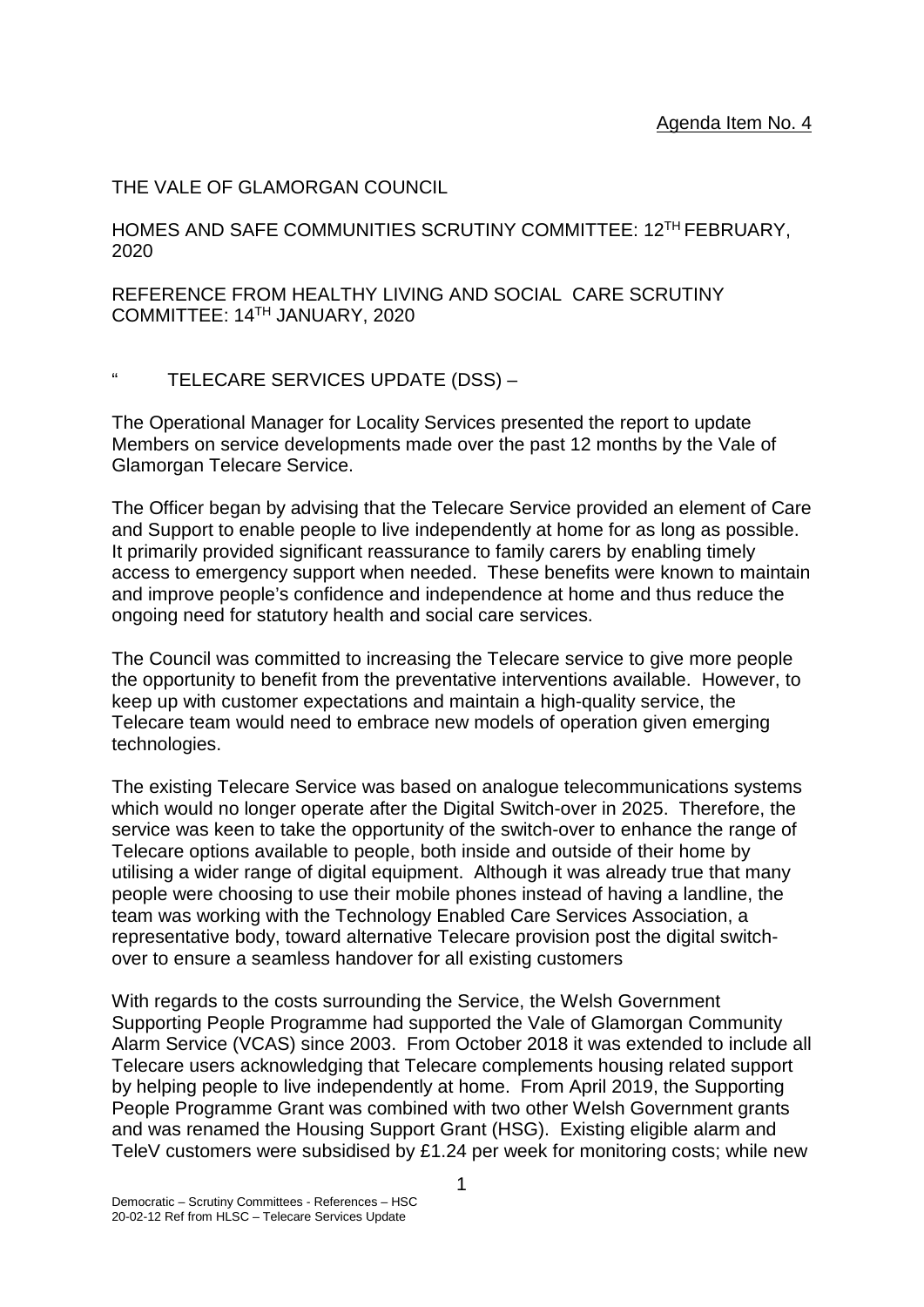Agenda Item No. 4

THE VALE OF GLAMORGAN COUNCIL

HOMES AND SAFE COMMUNITIES SCRUTINY COMMITTEE: 12TH FEBRUARY, 2020

REFERENCE FROM HEALTHY LIVING AND SOCIAL CARE SCRUTINY COMMITTEE: 14TH JANUARY, 2020

" TELECARE SERVICES UPDATE (DSS) –

The Operational Manager for Locality Services presented the report to update Members on service developments made over the past 12 months by the Vale of Glamorgan Telecare Service.

The Officer began by advising that the Telecare Service provided an element of Care and Support to enable people to live independently at home for as long as possible. It primarily provided significant reassurance to family carers by enabling timely access to emergency support when needed. These benefits were known to maintain and improve people's confidence and independence at home and thus reduce the ongoing need for statutory health and social care services.

The Council was committed to increasing the Telecare service to give more people the opportunity to benefit from the preventative interventions available. However, to keep up with customer expectations and maintain a high-quality service, the Telecare team would need to embrace new models of operation given emerging technologies.

The existing Telecare Service was based on analogue telecommunications systems which would no longer operate after the Digital Switch-over in 2025. Therefore, the service was keen to take the opportunity of the switch-over to enhance the range of Telecare options available to people, both inside and outside of their home by utilising a wider range of digital equipment. Although it was already true that many people were choosing to use their mobile phones instead of having a landline, the team was working with the Technology Enabled Care Services Association, a representative body, toward alternative Telecare provision post the digital switch-over to ensure a seamless handover for all existing customers

With regards to the costs surrounding the Service, the Welsh Government Supporting People Programme had supported the Vale of Glamorgan Community Alarm Service (VCAS) since 2003. From October 2018 it was extended to include all Telecare users acknowledging that Telecare complements housing related support by helping people to live independently at home. From April 2019, the Supporting People Programme Grant was combined with two other Welsh Government grants and was renamed the Housing Support Grant (HSG). Existing eligible alarm and TeleV customers were subsidised by £1.24 per week for monitoring costs; while new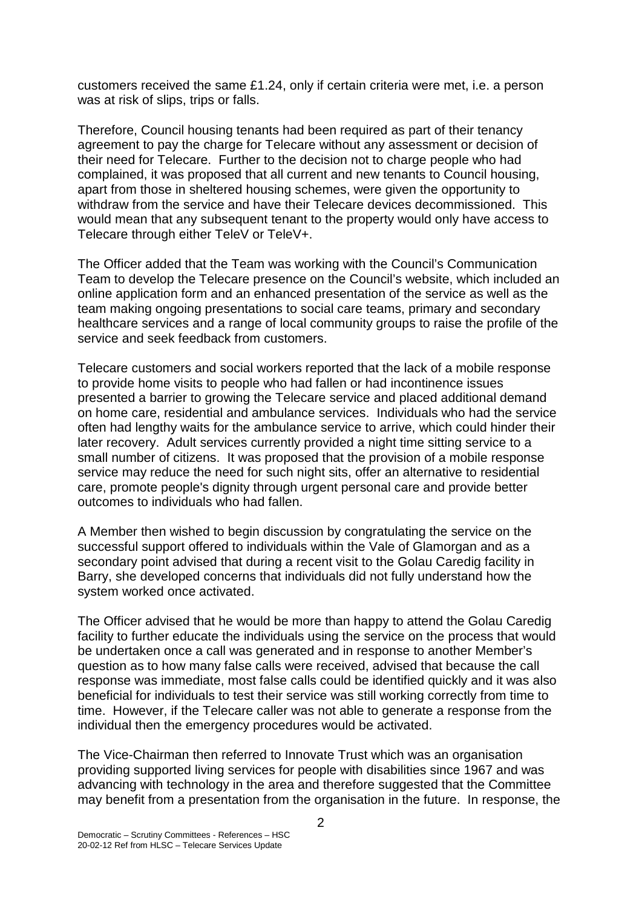customers received the same £1.24, only if certain criteria were met, i.e. a person was at risk of slips, trips or falls.

Therefore, Council housing tenants had been required as part of their tenancy agreement to pay the charge for Telecare without any assessment or decision of their need for Telecare. Further to the decision not to charge people who had complained, it was proposed that all current and new tenants to Council housing, apart from those in sheltered housing schemes, were given the opportunity to withdraw from the service and have their Telecare devices decommissioned. This would mean that any subsequent tenant to the property would only have access to Telecare through either TeleV or TeleV+.

The Officer added that the Team was working with the Council's Communication Team to develop the Telecare presence on the Council's website, which included an online application form and an enhanced presentation of the service as well as the team making ongoing presentations to social care teams, primary and secondary healthcare services and a range of local community groups to raise the profile of the service and seek feedback from customers.

Telecare customers and social workers reported that the lack of a mobile response to provide home visits to people who had fallen or had incontinence issues presented a barrier to growing the Telecare service and placed additional demand on home care, residential and ambulance services. Individuals who had the service often had lengthy waits for the ambulance service to arrive, which could hinder their later recovery. Adult services currently provided a night time sitting service to a small number of citizens. It was proposed that the provision of a mobile response service may reduce the need for such night sits, offer an alternative to residential care, promote people's dignity through urgent personal care and provide better outcomes to individuals who had fallen.

A Member then wished to begin discussion by congratulating the service on the successful support offered to individuals within the Vale of Glamorgan and as a secondary point advised that during a recent visit to the Golau Caredig facility in Barry, she developed concerns that individuals did not fully understand how the system worked once activated.

The Officer advised that he would be more than happy to attend the Golau Caredig facility to further educate the individuals using the service on the process that would be undertaken once a call was generated and in response to another Member's question as to how many false calls were received, advised that because the call response was immediate, most false calls could be identified quickly and it was also beneficial for individuals to test their service was still working correctly from time to time. However, if the Telecare caller was not able to generate a response from the individual then the emergency procedures would be activated.

The Vice-Chairman then referred to Innovate Trust which was an organisation providing supported living services for people with disabilities since 1967 and was advancing with technology in the area and therefore suggested that the Committee may benefit from a presentation from the organisation in the future. In response, the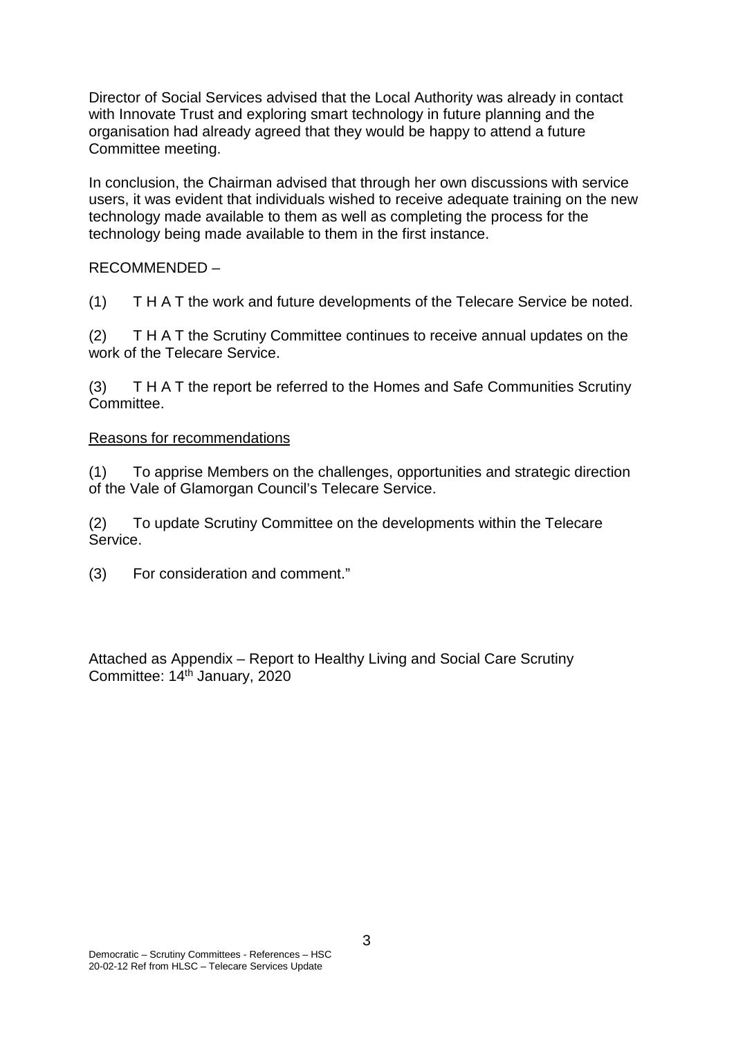Director of Social Services advised that the Local Authority was already in contact with Innovate Trust and exploring smart technology in future planning and the organisation had already agreed that they would be happy to attend a future Committee meeting.

In conclusion, the Chairman advised that through her own discussions with service users, it was evident that individuals wished to receive adequate training on the new technology made available to them as well as completing the process for the technology being made available to them in the first instance.

RECOMMENDED –

(1) T H A T the work and future developments of the Telecare Service be noted.

(2) T H A T the Scrutiny Committee continues to receive annual updates on the work of the Telecare Service.

(3) T H A T the report be referred to the Homes and Safe Communities Scrutiny Committee.

Reasons for recommendations

(1) To apprise Members on the challenges, opportunities and strategic direction of the Vale of Glamorgan Council's Telecare Service.

(2) To update Scrutiny Committee on the developments within the Telecare Service.

(3) For consideration and comment."

Attached as Appendix – Report to Healthy Living and Social Care Scrutiny Committee: 14th January, 2020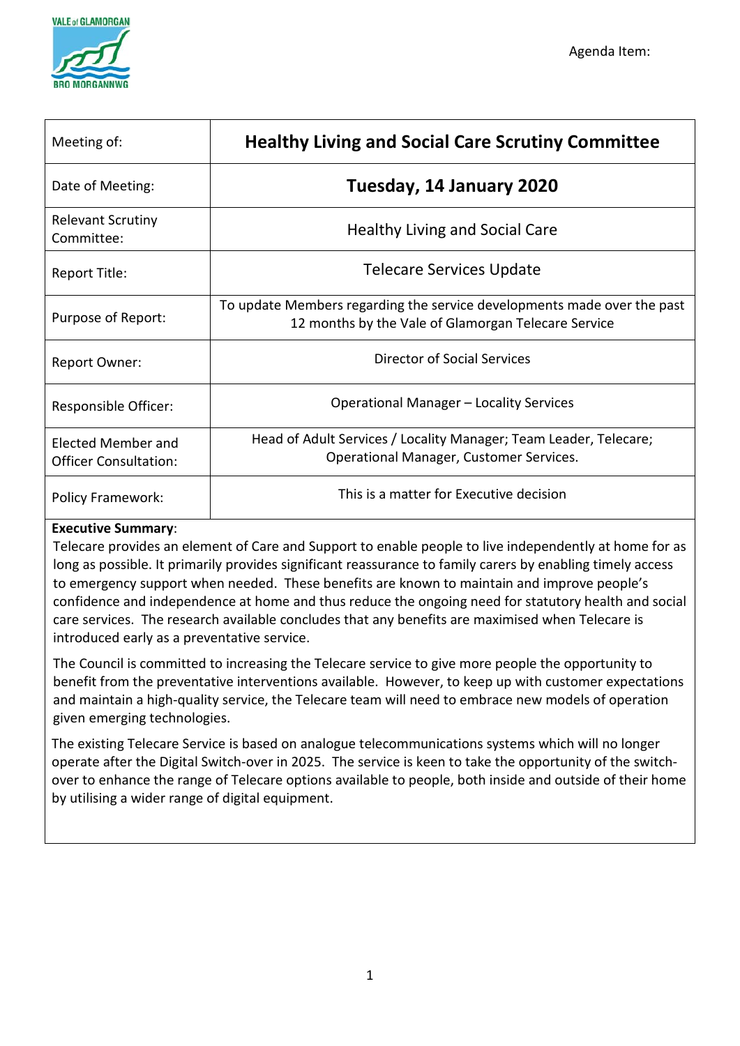Agenda Item:

| Meeting of: | **Healthy Living and Social Care Scrutiny Committee** |
|---|---|
| Date of Meeting: | **Tuesday, 14 January 2020** |
| Relevant Scrutiny Committee: | Healthy Living and Social Care |
| Report Title: | Telecare Services Update |
| Purpose of Report: | To update Members regarding the service developments made over the past 12 months by the Vale of Glamorgan Telecare Service |
| Report Owner: | Director of Social Services |
| Responsible Officer: | Operational Manager – Locality Services |
| Elected Member and Officer Consultation: | Head of Adult Services / Locality Manager; Team Leader, Telecare; Operational Manager, Customer Services. |
| Policy Framework: | This is a matter for Executive decision |

**Executive Summary**:

Telecare provides an element of Care and Support to enable people to live independently at home for as long as possible. It primarily provides significant reassurance to family carers by enabling timely access to emergency support when needed. These benefits are known to maintain and improve people's confidence and independence at home and thus reduce the ongoing need for statutory health and social care services. The research available concludes that any benefits are maximised when Telecare is introduced early as a preventative service.

The Council is committed to increasing the Telecare service to give more people the opportunity to benefit from the preventative interventions available. However, to keep up with customer expectations and maintain a high-quality service, the Telecare team will need to embrace new models of operation given emerging technologies.

The existing Telecare Service is based on analogue telecommunications systems which will no longer operate after the Digital Switch-over in 2025. The service is keen to take the opportunity of the switch-over to enhance the range of Telecare options available to people, both inside and outside of their home by utilising a wider range of digital equipment.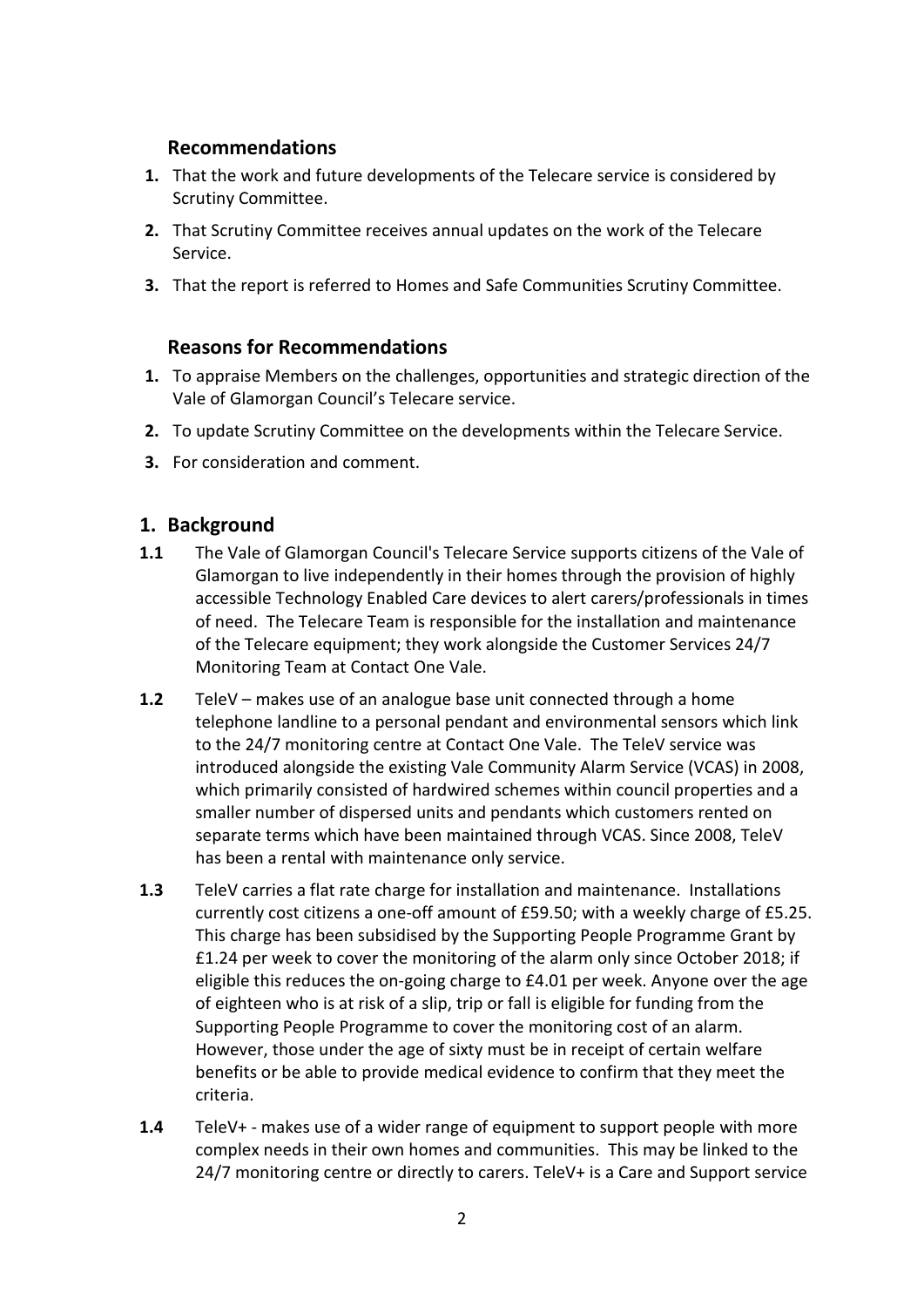## Recommendations

1. That the work and future developments of the Telecare service is considered by Scrutiny Committee.
2. That Scrutiny Committee receives annual updates on the work of the Telecare Service.
3. That the report is referred to Homes and Safe Communities Scrutiny Committee.

## Reasons for Recommendations

1. To appraise Members on the challenges, opportunities and strategic direction of the Vale of Glamorgan Council's Telecare service.
2. To update Scrutiny Committee on the developments within the Telecare Service.
3. For consideration and comment.

## 1. Background

**1.1** The Vale of Glamorgan Council's Telecare Service supports citizens of the Vale of Glamorgan to live independently in their homes through the provision of highly accessible Technology Enabled Care devices to alert carers/professionals in times of need. The Telecare Team is responsible for the installation and maintenance of the Telecare equipment; they work alongside the Customer Services 24/7 Monitoring Team at Contact One Vale.

**1.2** TeleV – makes use of an analogue base unit connected through a home telephone landline to a personal pendant and environmental sensors which link to the 24/7 monitoring centre at Contact One Vale. The TeleV service was introduced alongside the existing Vale Community Alarm Service (VCAS) in 2008, which primarily consisted of hardwired schemes within council properties and a smaller number of dispersed units and pendants which customers rented on separate terms which have been maintained through VCAS. Since 2008, TeleV has been a rental with maintenance only service.

**1.3** TeleV carries a flat rate charge for installation and maintenance. Installations currently cost citizens a one-off amount of £59.50; with a weekly charge of £5.25. This charge has been subsidised by the Supporting People Programme Grant by £1.24 per week to cover the monitoring of the alarm only since October 2018; if eligible this reduces the on-going charge to £4.01 per week. Anyone over the age of eighteen who is at risk of a slip, trip or fall is eligible for funding from the Supporting People Programme to cover the monitoring cost of an alarm. However, those under the age of sixty must be in receipt of certain welfare benefits or be able to provide medical evidence to confirm that they meet the criteria.

**1.4** TeleV+ - makes use of a wider range of equipment to support people with more complex needs in their own homes and communities. This may be linked to the 24/7 monitoring centre or directly to carers. TeleV+ is a Care and Support service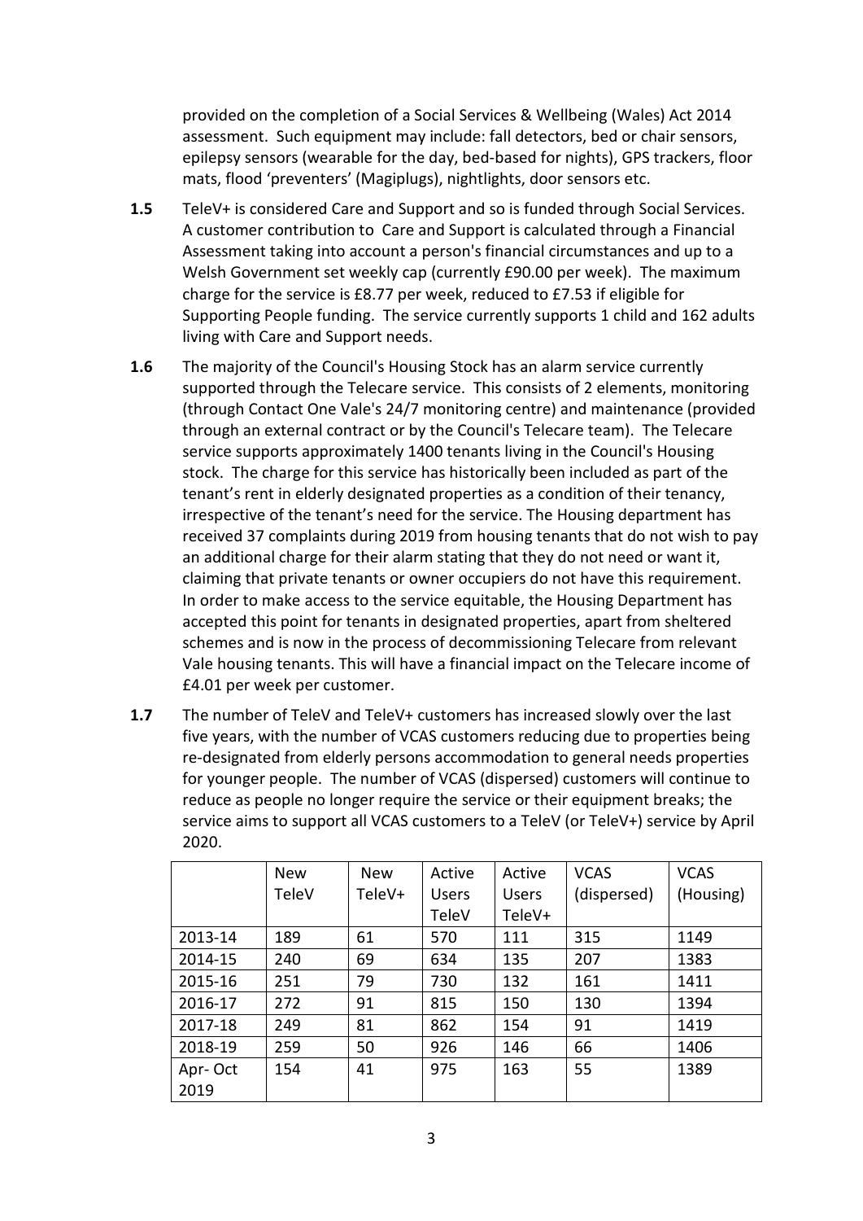provided on the completion of a Social Services & Wellbeing (Wales) Act 2014 assessment. Such equipment may include: fall detectors, bed or chair sensors, epilepsy sensors (wearable for the day, bed-based for nights), GPS trackers, floor mats, flood 'preventers' (Magiplugs), nightlights, door sensors etc.

**1.5** TeleV+ is considered Care and Support and so is funded through Social Services. A customer contribution to Care and Support is calculated through a Financial Assessment taking into account a person's financial circumstances and up to a Welsh Government set weekly cap (currently £90.00 per week). The maximum charge for the service is £8.77 per week, reduced to £7.53 if eligible for Supporting People funding. The service currently supports 1 child and 162 adults living with Care and Support needs.

**1.6** The majority of the Council's Housing Stock has an alarm service currently supported through the Telecare service. This consists of 2 elements, monitoring (through Contact One Vale's 24/7 monitoring centre) and maintenance (provided through an external contract or by the Council's Telecare team). The Telecare service supports approximately 1400 tenants living in the Council's Housing stock. The charge for this service has historically been included as part of the tenant's rent in elderly designated properties as a condition of their tenancy, irrespective of the tenant's need for the service. The Housing department has received 37 complaints during 2019 from housing tenants that do not wish to pay an additional charge for their alarm stating that they do not need or want it, claiming that private tenants or owner occupiers do not have this requirement. In order to make access to the service equitable, the Housing Department has accepted this point for tenants in designated properties, apart from sheltered schemes and is now in the process of decommissioning Telecare from relevant Vale housing tenants. This will have a financial impact on the Telecare income of £4.01 per week per customer.

**1.7** The number of TeleV and TeleV+ customers has increased slowly over the last five years, with the number of VCAS customers reducing due to properties being re-designated from elderly persons accommodation to general needs properties for younger people. The number of VCAS (dispersed) customers will continue to reduce as people no longer require the service or their equipment breaks; the service aims to support all VCAS customers to a TeleV (or TeleV+) service by April 2020.

| | New TeleV | New TeleV+ | Active Users TeleV | Active Users TeleV+ | VCAS (dispersed) | VCAS (Housing) |
|---|---|---|---|---|---|---|
| 2013-14 | 189 | 61 | 570 | 111 | 315 | 1149 |
| 2014-15 | 240 | 69 | 634 | 135 | 207 | 1383 |
| 2015-16 | 251 | 79 | 730 | 132 | 161 | 1411 |
| 2016-17 | 272 | 91 | 815 | 150 | 130 | 1394 |
| 2017-18 | 249 | 81 | 862 | 154 | 91 | 1419 |
| 2018-19 | 259 | 50 | 926 | 146 | 66 | 1406 |
| Apr- Oct 2019 | 154 | 41 | 975 | 163 | 55 | 1389 |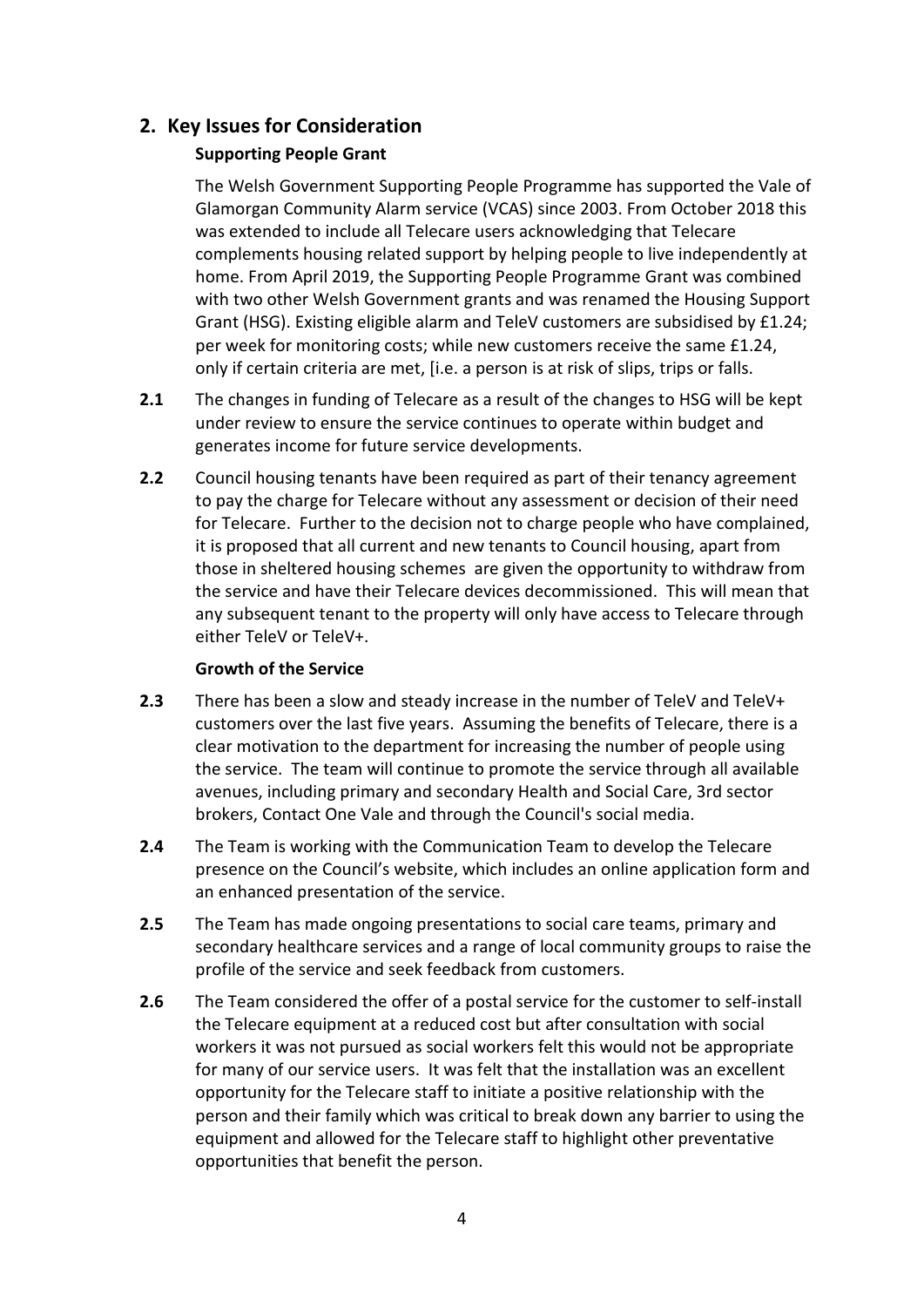## 2. Key Issues for Consideration

### Supporting People Grant

The Welsh Government Supporting People Programme has supported the Vale of Glamorgan Community Alarm service (VCAS) since 2003. From October 2018 this was extended to include all Telecare users acknowledging that Telecare complements housing related support by helping people to live independently at home. From April 2019, the Supporting People Programme Grant was combined with two other Welsh Government grants and was renamed the Housing Support Grant (HSG). Existing eligible alarm and TeleV customers are subsidised by £1.24; per week for monitoring costs; while new customers receive the same £1.24, only if certain criteria are met, [i.e. a person is at risk of slips, trips or falls.

**2.1** The changes in funding of Telecare as a result of the changes to HSG will be kept under review to ensure the service continues to operate within budget and generates income for future service developments.

**2.2** Council housing tenants have been required as part of their tenancy agreement to pay the charge for Telecare without any assessment or decision of their need for Telecare. Further to the decision not to charge people who have complained, it is proposed that all current and new tenants to Council housing, apart from those in sheltered housing schemes are given the opportunity to withdraw from the service and have their Telecare devices decommissioned. This will mean that any subsequent tenant to the property will only have access to Telecare through either TeleV or TeleV+.

### Growth of the Service

**2.3** There has been a slow and steady increase in the number of TeleV and TeleV+ customers over the last five years. Assuming the benefits of Telecare, there is a clear motivation to the department for increasing the number of people using the service. The team will continue to promote the service through all available avenues, including primary and secondary Health and Social Care, 3rd sector brokers, Contact One Vale and through the Council's social media.

**2.4** The Team is working with the Communication Team to develop the Telecare presence on the Council's website, which includes an online application form and an enhanced presentation of the service.

**2.5** The Team has made ongoing presentations to social care teams, primary and secondary healthcare services and a range of local community groups to raise the profile of the service and seek feedback from customers.

**2.6** The Team considered the offer of a postal service for the customer to self-install the Telecare equipment at a reduced cost but after consultation with social workers it was not pursued as social workers felt this would not be appropriate for many of our service users. It was felt that the installation was an excellent opportunity for the Telecare staff to initiate a positive relationship with the person and their family which was critical to break down any barrier to using the equipment and allowed for the Telecare staff to highlight other preventative opportunities that benefit the person.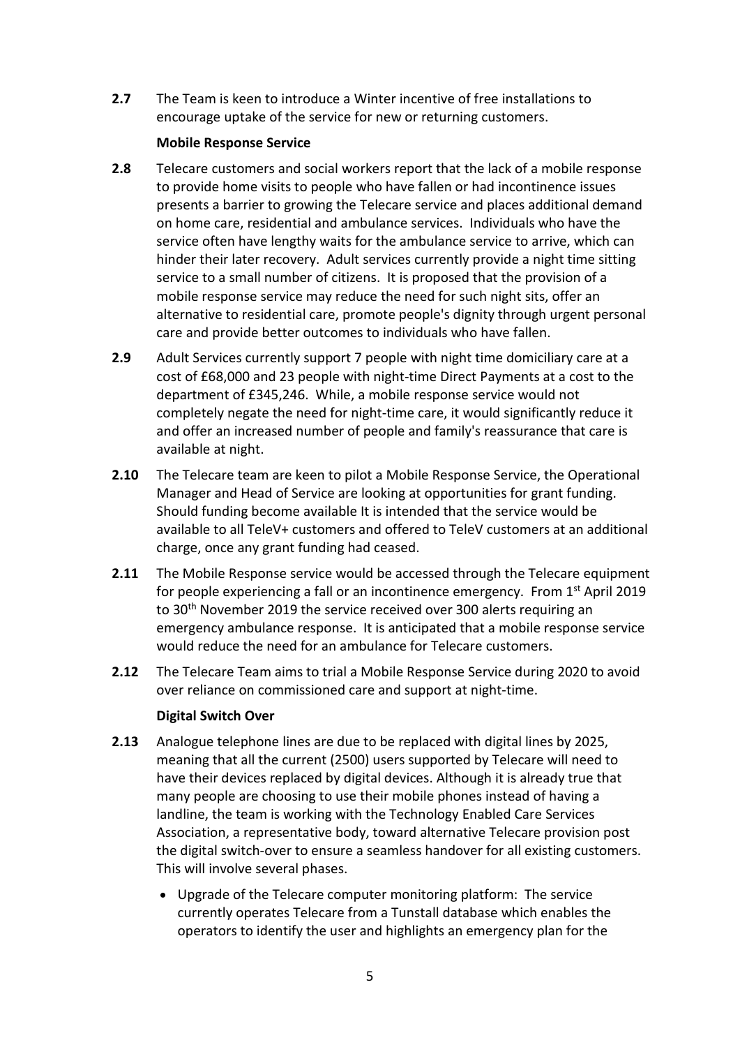**2.7** The Team is keen to introduce a Winter incentive of free installations to encourage uptake of the service for new or returning customers.

**Mobile Response Service**

**2.8** Telecare customers and social workers report that the lack of a mobile response to provide home visits to people who have fallen or had incontinence issues presents a barrier to growing the Telecare service and places additional demand on home care, residential and ambulance services. Individuals who have the service often have lengthy waits for the ambulance service to arrive, which can hinder their later recovery. Adult services currently provide a night time sitting service to a small number of citizens. It is proposed that the provision of a mobile response service may reduce the need for such night sits, offer an alternative to residential care, promote people's dignity through urgent personal care and provide better outcomes to individuals who have fallen.

**2.9** Adult Services currently support 7 people with night time domiciliary care at a cost of £68,000 and 23 people with night-time Direct Payments at a cost to the department of £345,246. While, a mobile response service would not completely negate the need for night-time care, it would significantly reduce it and offer an increased number of people and family's reassurance that care is available at night.

**2.10** The Telecare team are keen to pilot a Mobile Response Service, the Operational Manager and Head of Service are looking at opportunities for grant funding. Should funding become available It is intended that the service would be available to all TeleV+ customers and offered to TeleV customers at an additional charge, once any grant funding had ceased.

**2.11** The Mobile Response service would be accessed through the Telecare equipment for people experiencing a fall or an incontinence emergency. From 1st April 2019 to 30th November 2019 the service received over 300 alerts requiring an emergency ambulance response. It is anticipated that a mobile response service would reduce the need for an ambulance for Telecare customers.

**2.12** The Telecare Team aims to trial a Mobile Response Service during 2020 to avoid over reliance on commissioned care and support at night-time.

**Digital Switch Over**

**2.13** Analogue telephone lines are due to be replaced with digital lines by 2025, meaning that all the current (2500) users supported by Telecare will need to have their devices replaced by digital devices. Although it is already true that many people are choosing to use their mobile phones instead of having a landline, the team is working with the Technology Enabled Care Services Association, a representative body, toward alternative Telecare provision post the digital switch-over to ensure a seamless handover for all existing customers. This will involve several phases.

- Upgrade of the Telecare computer monitoring platform: The service currently operates Telecare from a Tunstall database which enables the operators to identify the user and highlights an emergency plan for the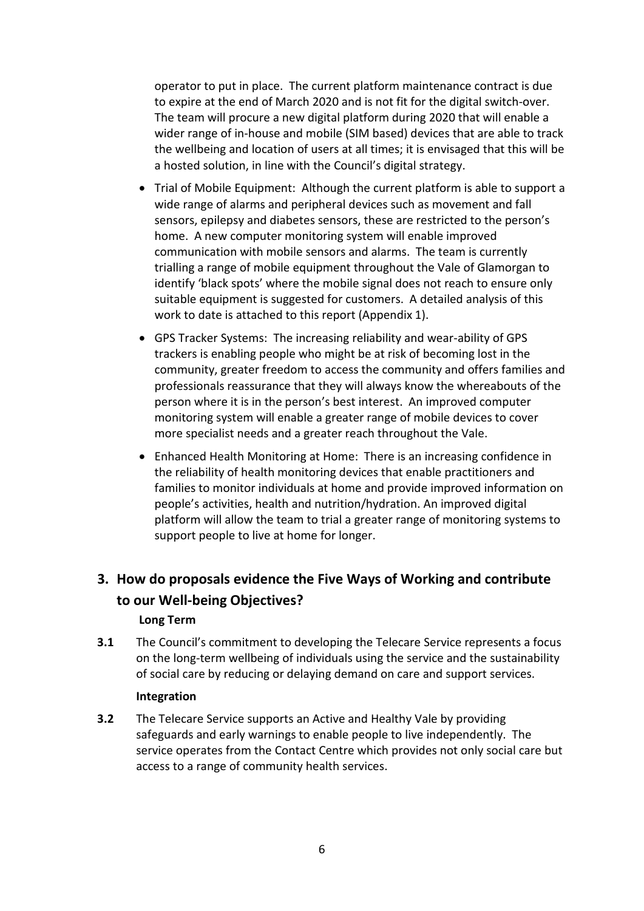operator to put in place. The current platform maintenance contract is due to expire at the end of March 2020 and is not fit for the digital switch-over. The team will procure a new digital platform during 2020 that will enable a wider range of in-house and mobile (SIM based) devices that are able to track the wellbeing and location of users at all times; it is envisaged that this will be a hosted solution, in line with the Council's digital strategy.

- Trial of Mobile Equipment: Although the current platform is able to support a wide range of alarms and peripheral devices such as movement and fall sensors, epilepsy and diabetes sensors, these are restricted to the person's home. A new computer monitoring system will enable improved communication with mobile sensors and alarms. The team is currently trialling a range of mobile equipment throughout the Vale of Glamorgan to identify 'black spots' where the mobile signal does not reach to ensure only suitable equipment is suggested for customers. A detailed analysis of this work to date is attached to this report (Appendix 1).
- GPS Tracker Systems: The increasing reliability and wear-ability of GPS trackers is enabling people who might be at risk of becoming lost in the community, greater freedom to access the community and offers families and professionals reassurance that they will always know the whereabouts of the person where it is in the person's best interest. An improved computer monitoring system will enable a greater range of mobile devices to cover more specialist needs and a greater reach throughout the Vale.
- Enhanced Health Monitoring at Home: There is an increasing confidence in the reliability of health monitoring devices that enable practitioners and families to monitor individuals at home and provide improved information on people's activities, health and nutrition/hydration. An improved digital platform will allow the team to trial a greater range of monitoring systems to support people to live at home for longer.

## 3. How do proposals evidence the Five Ways of Working and contribute to our Well-being Objectives?

**Long Term**

**3.1** The Council's commitment to developing the Telecare Service represents a focus on the long-term wellbeing of individuals using the service and the sustainability of social care by reducing or delaying demand on care and support services.

**Integration**

**3.2** The Telecare Service supports an Active and Healthy Vale by providing safeguards and early warnings to enable people to live independently. The service operates from the Contact Centre which provides not only social care but access to a range of community health services.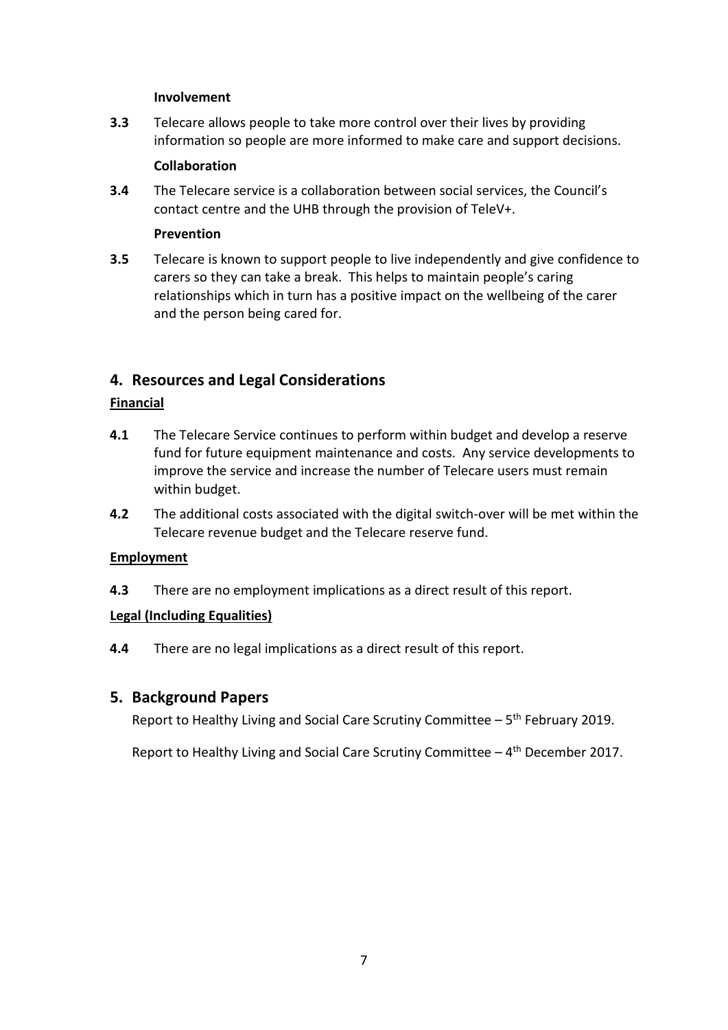**Involvement**

**3.3** Telecare allows people to take more control over their lives by providing information so people are more informed to make care and support decisions.

**Collaboration**

**3.4** The Telecare service is a collaboration between social services, the Council's contact centre and the UHB through the provision of TeleV+.

**Prevention**

**3.5** Telecare is known to support people to live independently and give confidence to carers so they can take a break. This helps to maintain people's caring relationships which in turn has a positive impact on the wellbeing of the carer and the person being cared for.

## 4. Resources and Legal Considerations

**Financial**

**4.1** The Telecare Service continues to perform within budget and develop a reserve fund for future equipment maintenance and costs. Any service developments to improve the service and increase the number of Telecare users must remain within budget.

**4.2** The additional costs associated with the digital switch-over will be met within the Telecare revenue budget and the Telecare reserve fund.

**Employment**

**4.3** There are no employment implications as a direct result of this report.

**Legal (Including Equalities)**

**4.4** There are no legal implications as a direct result of this report.

## 5. Background Papers

Report to Healthy Living and Social Care Scrutiny Committee – 5th February 2019.

Report to Healthy Living and Social Care Scrutiny Committee – 4th December 2017.